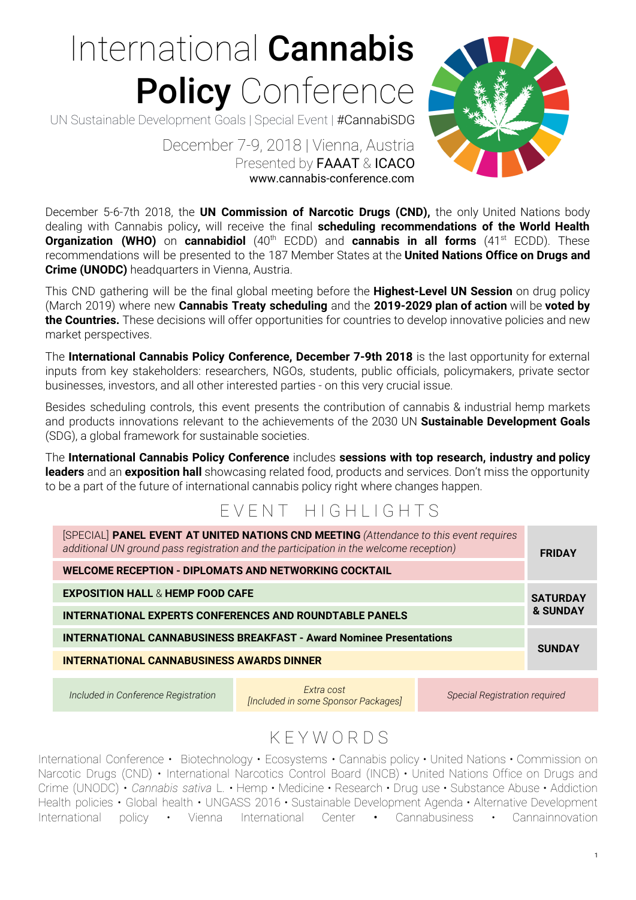# International **Cannabis Policy** Conference

UN Sustainable Development Goals | Special Event | #CannabiSDG

December 7-9, 2018 | Vienna, Austria
Presented by FAAAT & ICACO
www.cannabis-conference.com

December 5-6-7th 2018, the **UN Commission of Narcotic Drugs (CND),** the only United Nations body dealing with Cannabis policy**,** will receive the final **scheduling recommendations of the World Health Organization (WHO)** on **cannabidiol** (40th ECDD) and **cannabis in all forms** (41st ECDD). These recommendations will be presented to the 187 Member States at the **United Nations Office on Drugs and Crime (UNODC)** headquarters in Vienna, Austria.

This CND gathering will be the final global meeting before the **Highest-Level UN Session** on drug policy (March 2019) where new **Cannabis Treaty scheduling** and the **2019-2029 plan of action** will be **voted by the Countries.** These decisions will offer opportunities for countries to develop innovative policies and new market perspectives.

The **International Cannabis Policy Conference, December 7-9th 2018** is the last opportunity for external inputs from key stakeholders: researchers, NGOs, students, public officials, policymakers, private sector businesses, investors, and all other interested parties - on this very crucial issue.

Besides scheduling controls, this event presents the contribution of cannabis & industrial hemp markets and products innovations relevant to the achievements of the 2030 UN **Sustainable Development Goals** (SDG), a global framework for sustainable societies.

The **International Cannabis Policy Conference** includes **sessions with top research, industry and policy leaders** and an **exposition hall** showcasing related food, products and services. Don't miss the opportunity to be a part of the future of international cannabis policy right where changes happen.

## EVENT HIGHLIGHTS

| Event | Day |
|---|---|
| [SPECIAL] **PANEL EVENT AT UNITED NATIONS CND MEETING** *(Attendance to this event requires additional UN ground pass registration and the participation in the welcome reception)* | **FRIDAY** |
| **WELCOME RECEPTION - DIPLOMATS AND NETWORKING COCKTAIL** | **FRIDAY** |
| **EXPOSITION HALL** & **HEMP FOOD CAFE** | **SATURDAY & SUNDAY** |
| **INTERNATIONAL EXPERTS CONFERENCES AND ROUNDTABLE PANELS** | **SATURDAY & SUNDAY** |
| **INTERNATIONAL CANNABUSINESS BREAKFAST - Award Nominee Presentations** | **SUNDAY** |
| **INTERNATIONAL CANNABUSINESS AWARDS DINNER** | **SUNDAY** |

| *Included in Conference Registration* | *Extra cost [Included in some Sponsor Packages]* | *Special Registration required* |
|---|---|---|

## KEYWORDS

International Conference • Biotechnology • Ecosystems • Cannabis policy • United Nations • Commission on Narcotic Drugs (CND) • International Narcotics Control Board (INCB) • United Nations Office on Drugs and Crime (UNODC) • *Cannabis sativa* L. • Hemp • Medicine • Research • Drug use • Substance Abuse • Addiction Health policies • Global health • UNGASS 2016 • Sustainable Development Agenda • Alternative Development International policy • Vienna International Center • Cannabusiness • Cannainnovation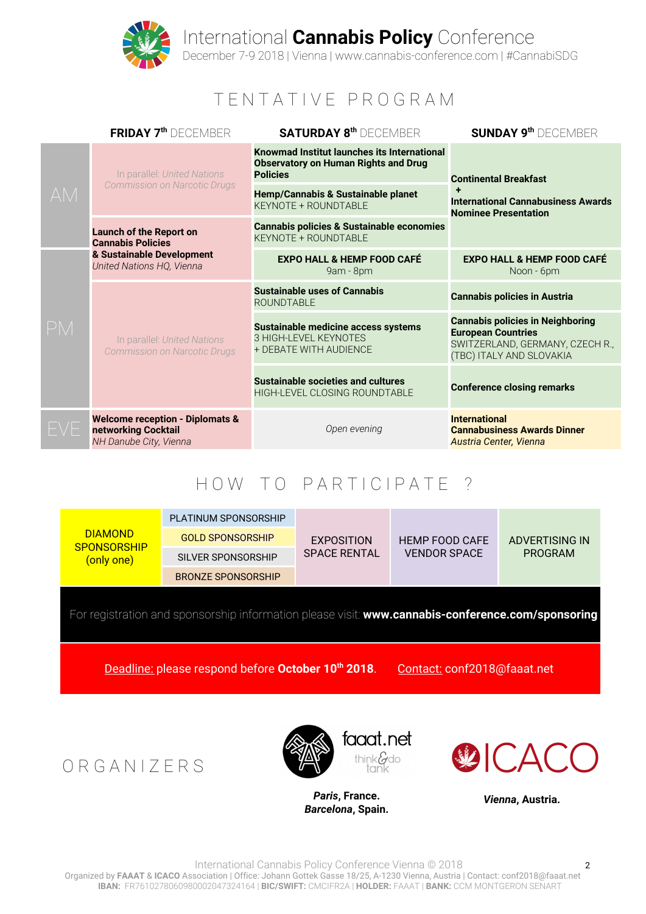# International **Cannabis Policy** Conference

December 7-9 2018 | Vienna | www.cannabis-conference.com | #CannabiSDG

## TENTATIVE PROGRAM

| | **FRIDAY 7th** DECEMBER | **SATURDAY 8th** DECEMBER | **SUNDAY 9th** DECEMBER |
|---|---|---|---|
| AM | *In parallel: United Nations Commission on Narcotic Drugs* | **Knowmad Institut launches its International Observatory on Human Rights and Drug Policies** | **Continental Breakfast** + **International Cannabusiness Awards Nominee Presentation** |
| AM | | **Hemp/Cannabis & Sustainable planet** KEYNOTE + ROUNDTABLE | |
| AM | **Launch of the Report on Cannabis Policies & Sustainable Development** *United Nations HQ, Vienna* | **Cannabis policies & Sustainable economies** KEYNOTE + ROUNDTABLE | |
| PM | | **EXPO HALL & HEMP FOOD CAFÉ** 9am - 8pm | **EXPO HALL & HEMP FOOD CAFÉ** Noon - 6pm |
| PM | *In parallel: United Nations Commission on Narcotic Drugs* | **Sustainable uses of Cannabis** ROUNDTABLE | **Cannabis policies in Austria** |
| PM | | **Sustainable medicine access systems** 3 HIGH-LEVEL KEYNOTES + DEBATE WITH AUDIENCE | **Cannabis policies in Neighboring European Countries** SWITZERLAND, GERMANY, CZECH R., (TBC) ITALY AND SLOVAKIA |
| PM | | **Sustainable societies and cultures** HIGH-LEVEL CLOSING ROUNDTABLE | **Conference closing remarks** |
| EVE | **Welcome reception - Diplomats & networking Cocktail** *NH Danube City, Vienna* | *Open evening* | **International Cannabusiness Awards Dinner** *Austria Center, Vienna* |

## HOW TO PARTICIPATE ?

| | | | | |
|---|---|---|---|---|
| DIAMOND SPONSORSHIP (only one) | PLATINUM SPONSORSHIP | EXPOSITION SPACE RENTAL | HEMP FOOD CAFE VENDOR SPACE | ADVERTISING IN PROGRAM |
| | GOLD SPONSORSHIP | | | |
| | SILVER SPONSORSHIP | | | |
| | BRONZE SPONSORSHIP | | | |

For registration and sponsorship information please visit: **www.cannabis-conference.com/sponsoring**

Deadline: please respond before **October 10th 2018**. Contact: conf2018@faaat.net

## ORGANIZERS

faaat.net think&do tank — ***Paris***, **France.** ***Barcelona***, **Spain.**

ICACO — ***Vienna***, **Austria.**

International Cannabis Policy Conference Vienna © 2018
Organized by **FAAAT** & **ICACO** Association | Office: Johann Gottek Gasse 18/25, A-1230 Vienna, Austria | Contact: conf2018@faaat.net
**IBAN:** FR7610278060980002047324164 | **BIC/SWIFT:** CMCIFR2A | **HOLDER:** FAAAT | **BANK:** CCM MONTGERON SENART